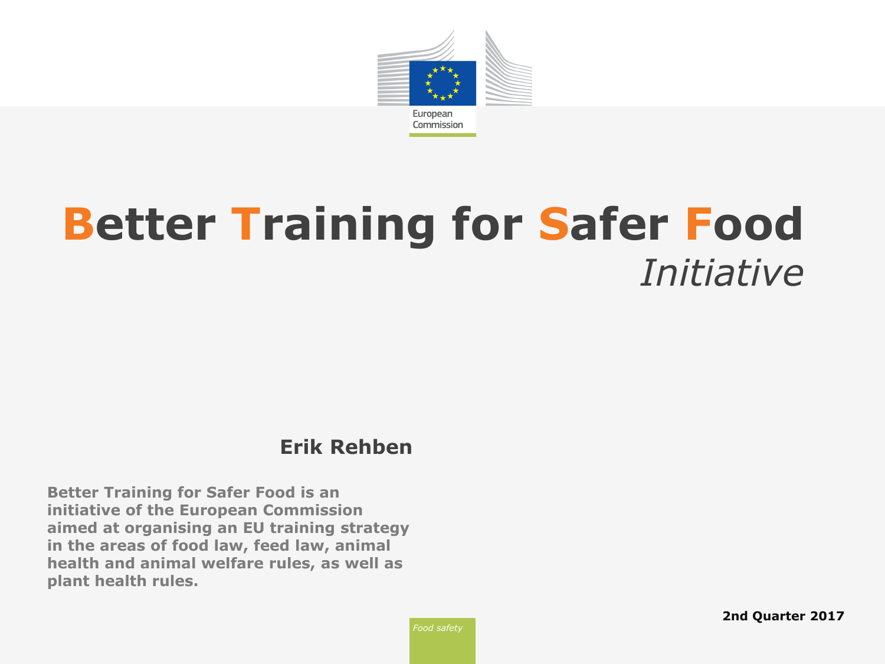European Commission

# Better Training for Safer Food

*Initiative*

**Erik Rehben**

**Better Training for Safer Food is an initiative of the European Commission aimed at organising an EU training strategy in the areas of food law, feed law, animal health and animal welfare rules, as well as plant health rules.**

**2nd Quarter 2017**

*Food safety*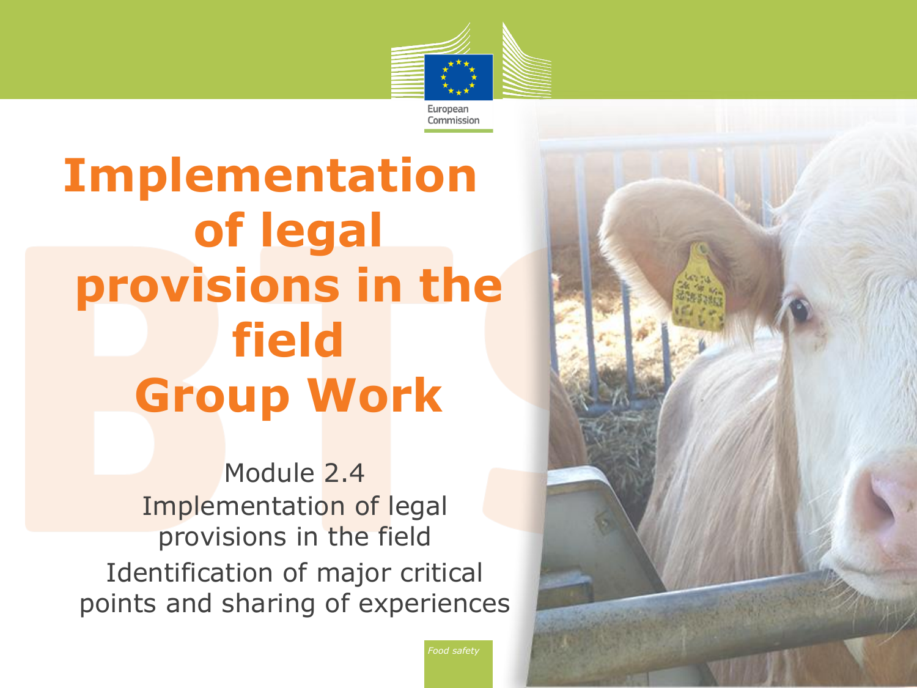# Implementation of legal provisions in the field Group Work

Module 2.4
Implementation of legal provisions in the field
Identification of major critical points and sharing of experiences

*Food safety*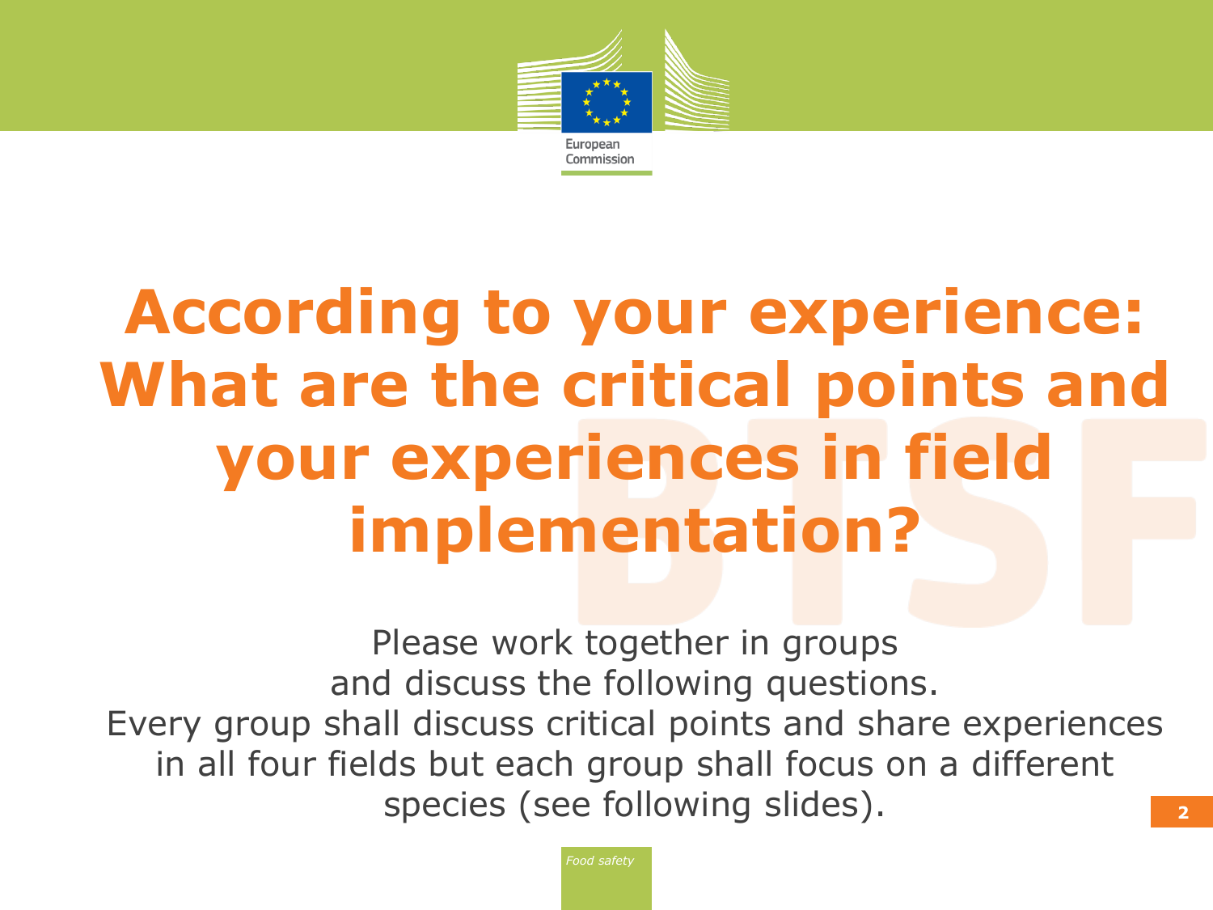# According to your experience: What are the critical points and your experiences in field implementation?

Please work together in groups
and discuss the following questions.
Every group shall discuss critical points and share experiences in all four fields but each group shall focus on a different species (see following slides).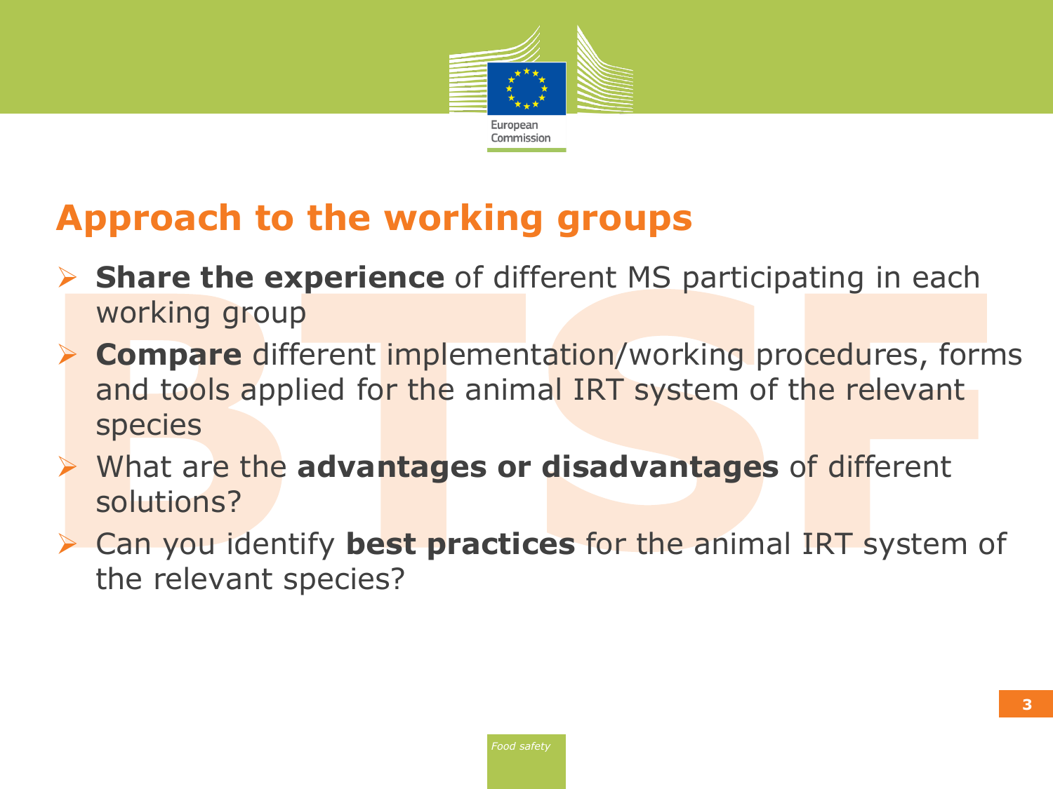## Approach to the working groups

- **Share the experience** of different MS participating in each working group
- **Compare** different implementation/working procedures, forms and tools applied for the animal IRT system of the relevant species
- What are the **advantages or disadvantages** of different solutions?
- Can you identify **best practices** for the animal IRT system of the relevant species?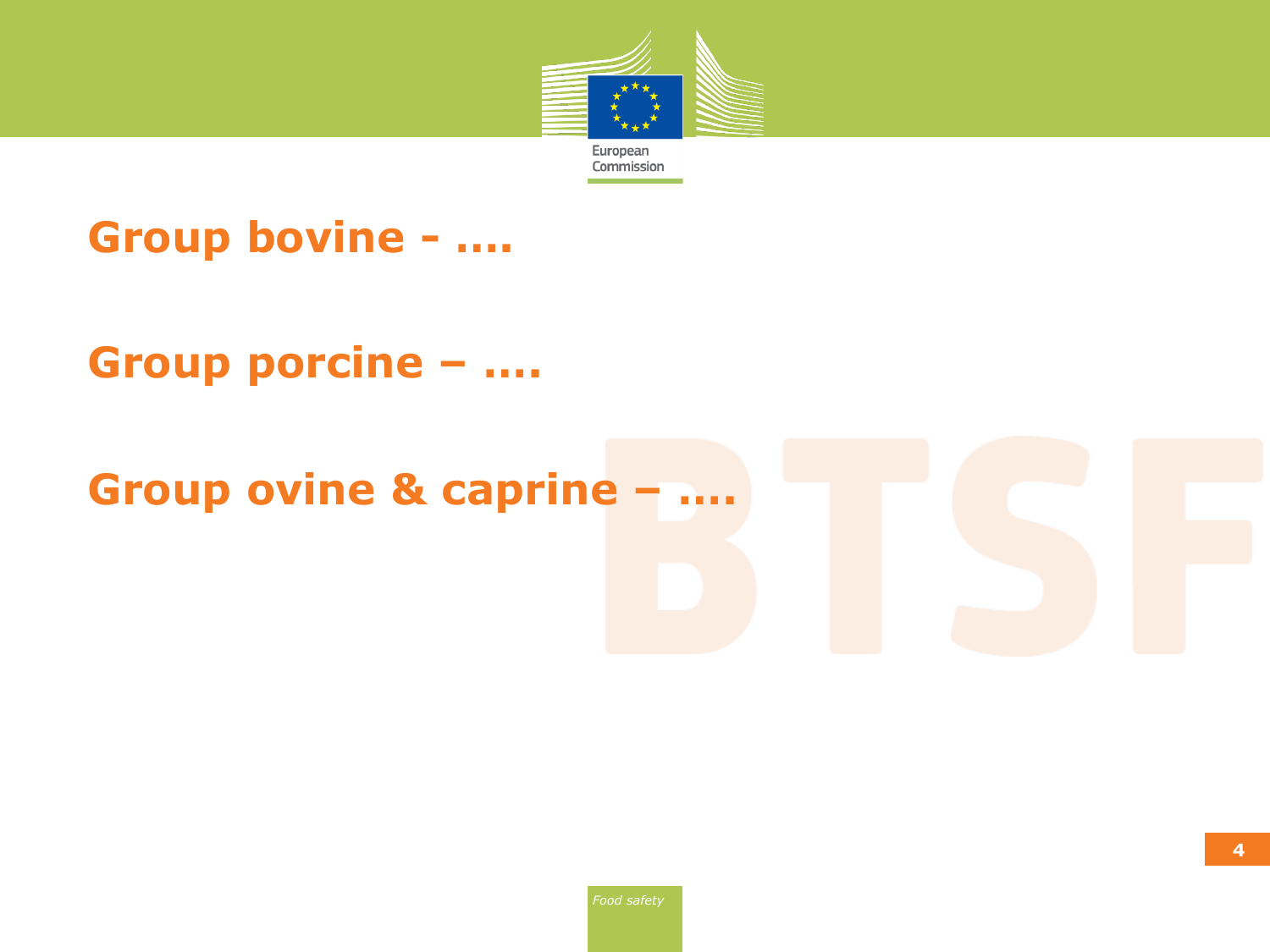**Group bovine - ….**

**Group porcine – ….**

**Group ovine & caprine – ….**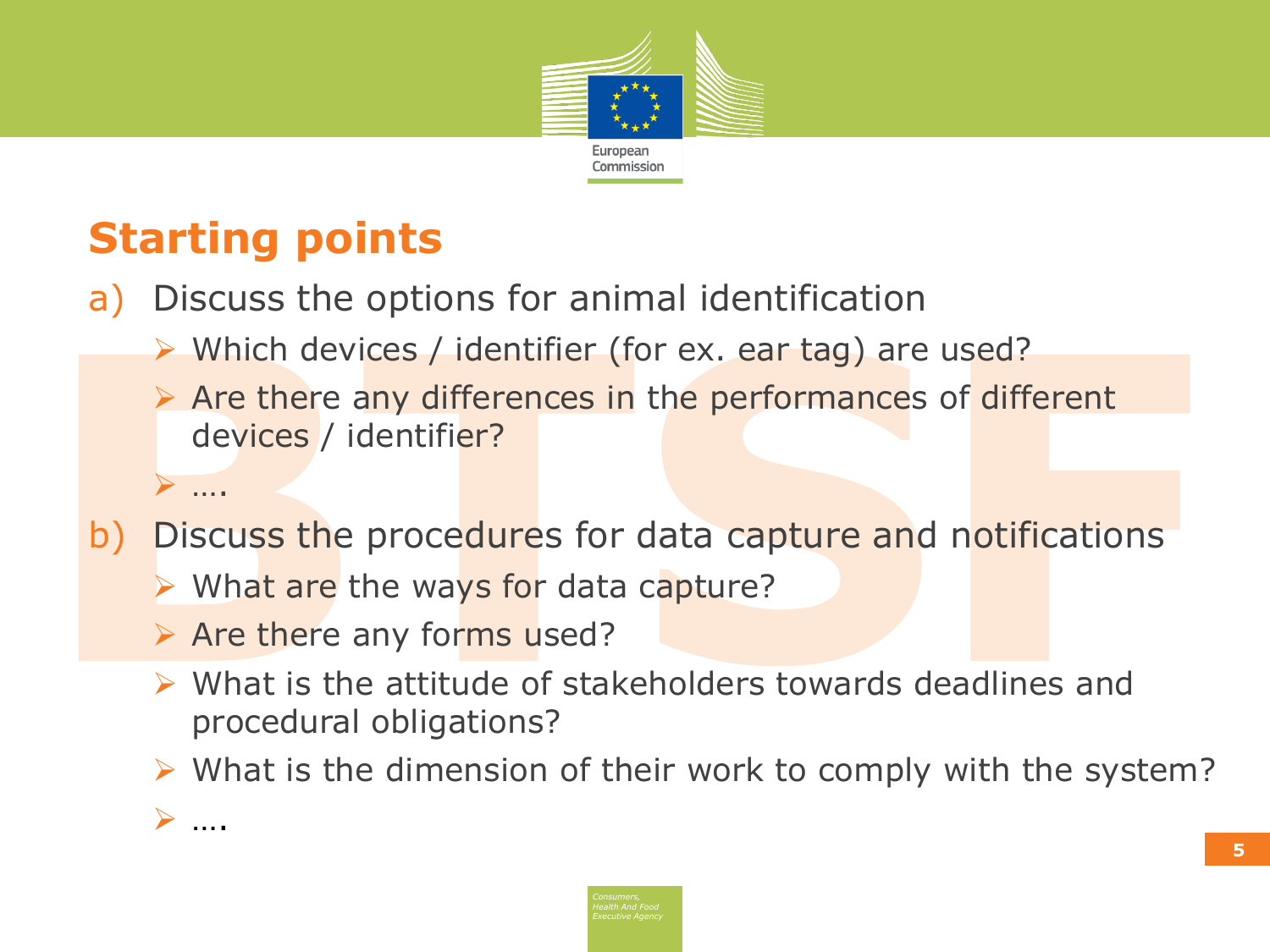# Starting points

a) Discuss the options for animal identification

- Which devices / identifier (for ex. ear tag) are used?
- Are there any differences in the performances of different devices / identifier?
- ….

b) Discuss the procedures for data capture and notifications

- What are the ways for data capture?
- Are there any forms used?
- What is the attitude of stakeholders towards deadlines and procedural obligations?
- What is the dimension of their work to comply with the system?
- ….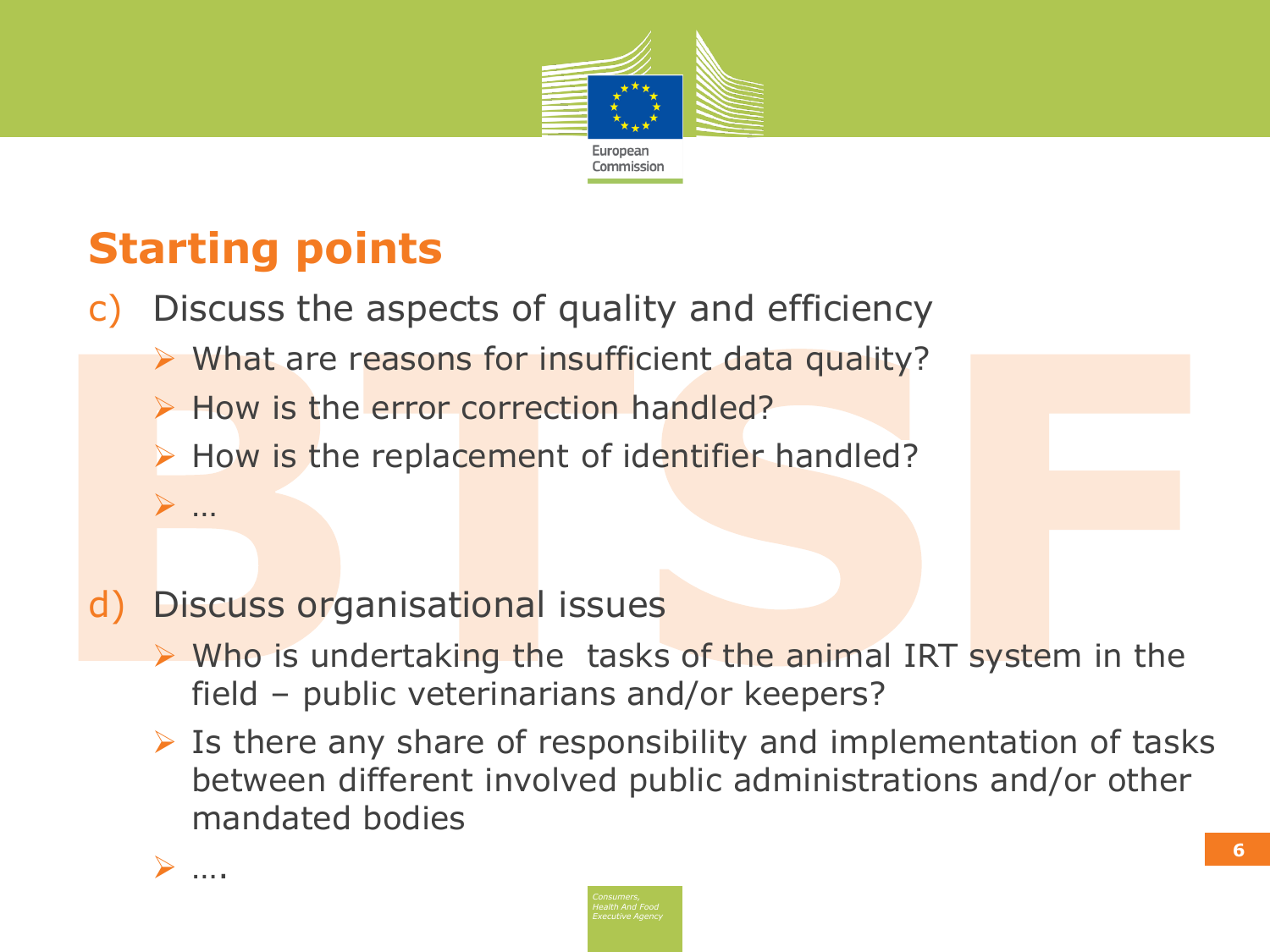## Starting points

c) Discuss the aspects of quality and efficiency

- What are reasons for insufficient data quality?
- How is the error correction handled?
- How is the replacement of identifier handled?
- …

d) Discuss organisational issues

- Who is undertaking the tasks of the animal IRT system in the field – public veterinarians and/or keepers?
- Is there any share of responsibility and implementation of tasks between different involved public administrations and/or other mandated bodies
- ….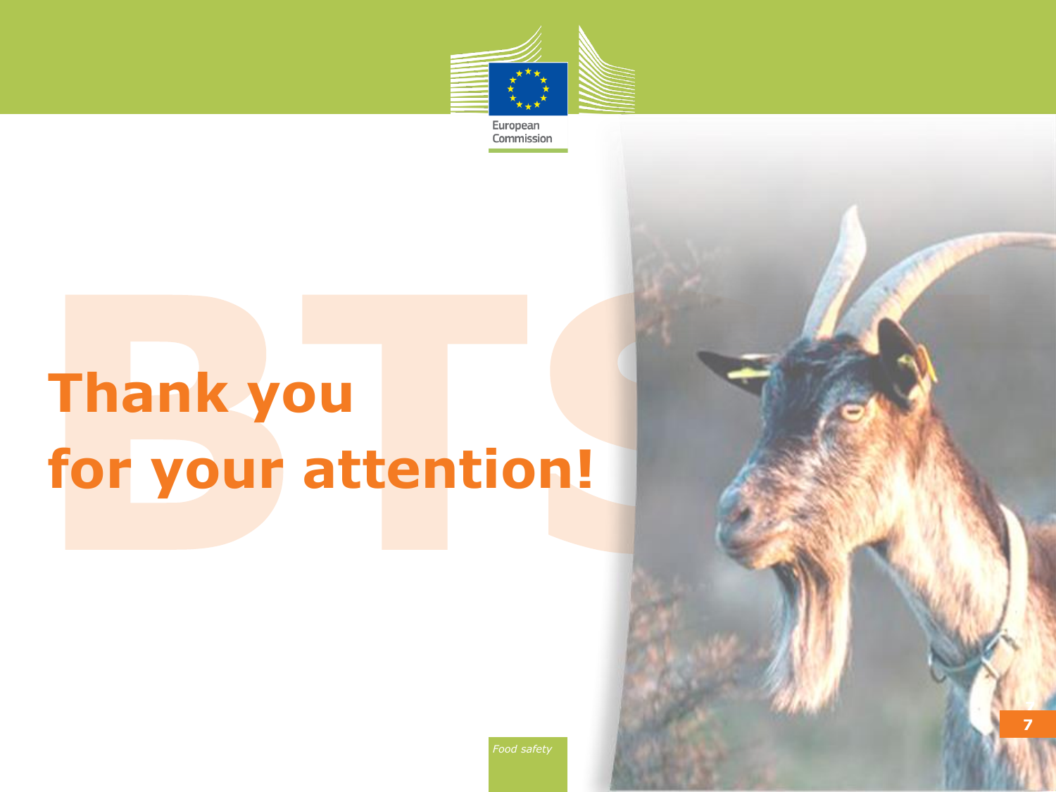# Thank you for your attention!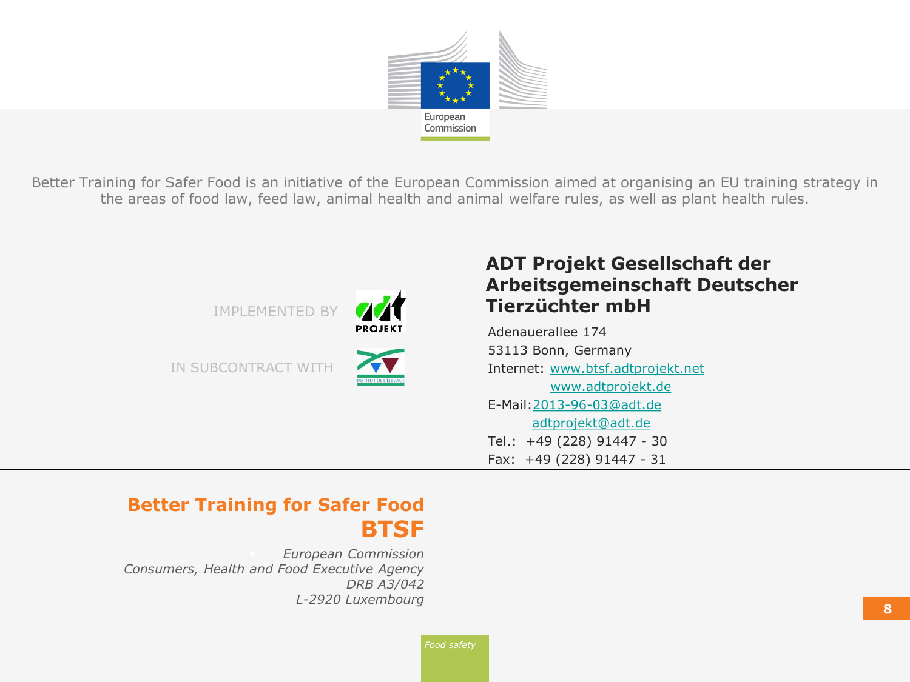European Commission

Better Training for Safer Food is an initiative of the European Commission aimed at organising an EU training strategy in the areas of food law, feed law, animal health and animal welfare rules, as well as plant health rules.

IMPLEMENTED BY

IN SUBCONTRACT WITH

**ADT Projekt Gesellschaft der Arbeitsgemeinschaft Deutscher Tierzüchter mbH**

Adenauerallee 174
53113 Bonn, Germany
Internet: www.btsf.adtprojekt.net
www.adtprojekt.de
E-Mail: 2013-96-03@adt.de
adtprojekt@adt.de
Tel.: +49 (228) 91447 - 30
Fax: +49 (228) 91447 - 31

**Better Training for Safer Food**
**BTSF**

*European Commission*
*Consumers, Health and Food Executive Agency*
*DRB A3/042*
*L-2920 Luxembourg*

*Food safety*